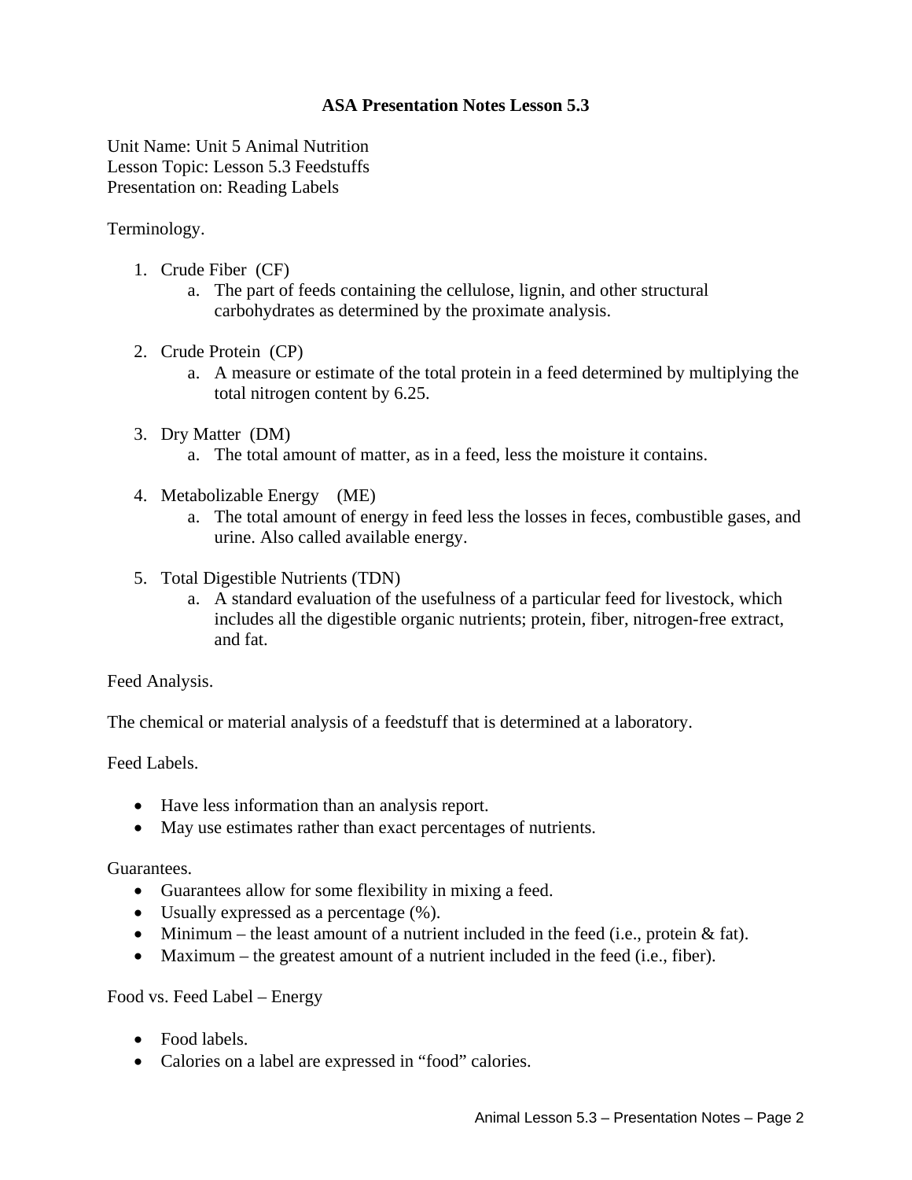# ASA Presentation Notes Lesson 5.3

Unit Name: Unit 5 Animal Nutrition
Lesson Topic: Lesson 5.3 Feedstuffs
Presentation on: Reading Labels

Terminology.

1. Crude Fiber (CF)
   a. The part of feeds containing the cellulose, lignin, and other structural carbohydrates as determined by the proximate analysis.

2. Crude Protein (CP)
   a. A measure or estimate of the total protein in a feed determined by multiplying the total nitrogen content by 6.25.

3. Dry Matter (DM)
   a. The total amount of matter, as in a feed, less the moisture it contains.

4. Metabolizable Energy (ME)
   a. The total amount of energy in feed less the losses in feces, combustible gases, and urine. Also called available energy.

5. Total Digestible Nutrients (TDN)
   a. A standard evaluation of the usefulness of a particular feed for livestock, which includes all the digestible organic nutrients; protein, fiber, nitrogen-free extract, and fat.

Feed Analysis.

The chemical or material analysis of a feedstuff that is determined at a laboratory.

Feed Labels.

- Have less information than an analysis report.
- May use estimates rather than exact percentages of nutrients.

Guarantees.

- Guarantees allow for some flexibility in mixing a feed.
- Usually expressed as a percentage (%).
- Minimum – the least amount of a nutrient included in the feed (i.e., protein & fat).
- Maximum – the greatest amount of a nutrient included in the feed (i.e., fiber).

Food vs. Feed Label – Energy

- Food labels.
- Calories on a label are expressed in "food" calories.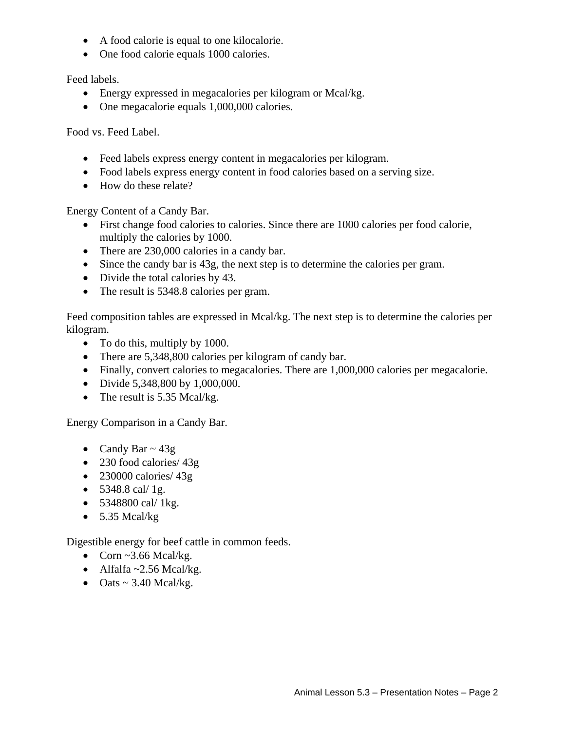- A food calorie is equal to one kilocalorie.
- One food calorie equals 1000 calories.

Feed labels.

- Energy expressed in megacalories per kilogram or Mcal/kg.
- One megacalorie equals 1,000,000 calories.

Food vs. Feed Label.

- Feed labels express energy content in megacalories per kilogram.
- Food labels express energy content in food calories based on a serving size.
- How do these relate?

Energy Content of a Candy Bar.

- First change food calories to calories. Since there are 1000 calories per food calorie, multiply the calories by 1000.
- There are 230,000 calories in a candy bar.
- Since the candy bar is 43g, the next step is to determine the calories per gram.
- Divide the total calories by 43.
- The result is 5348.8 calories per gram.

Feed composition tables are expressed in Mcal/kg. The next step is to determine the calories per kilogram.

- To do this, multiply by 1000.
- There are 5,348,800 calories per kilogram of candy bar.
- Finally, convert calories to megacalories. There are 1,000,000 calories per megacalorie.
- Divide 5,348,800 by 1,000,000.
- The result is 5.35 Mcal/kg.

Energy Comparison in a Candy Bar.

- Candy Bar ~ 43g
- 230 food calories/ 43g
- 230000 calories/ 43g
- 5348.8 cal/ 1g.
- 5348800 cal/ 1kg.
- 5.35 Mcal/kg

Digestible energy for beef cattle in common feeds.

- Corn ~3.66 Mcal/kg.
- Alfalfa ~2.56 Mcal/kg.
- Oats ~ 3.40 Mcal/kg.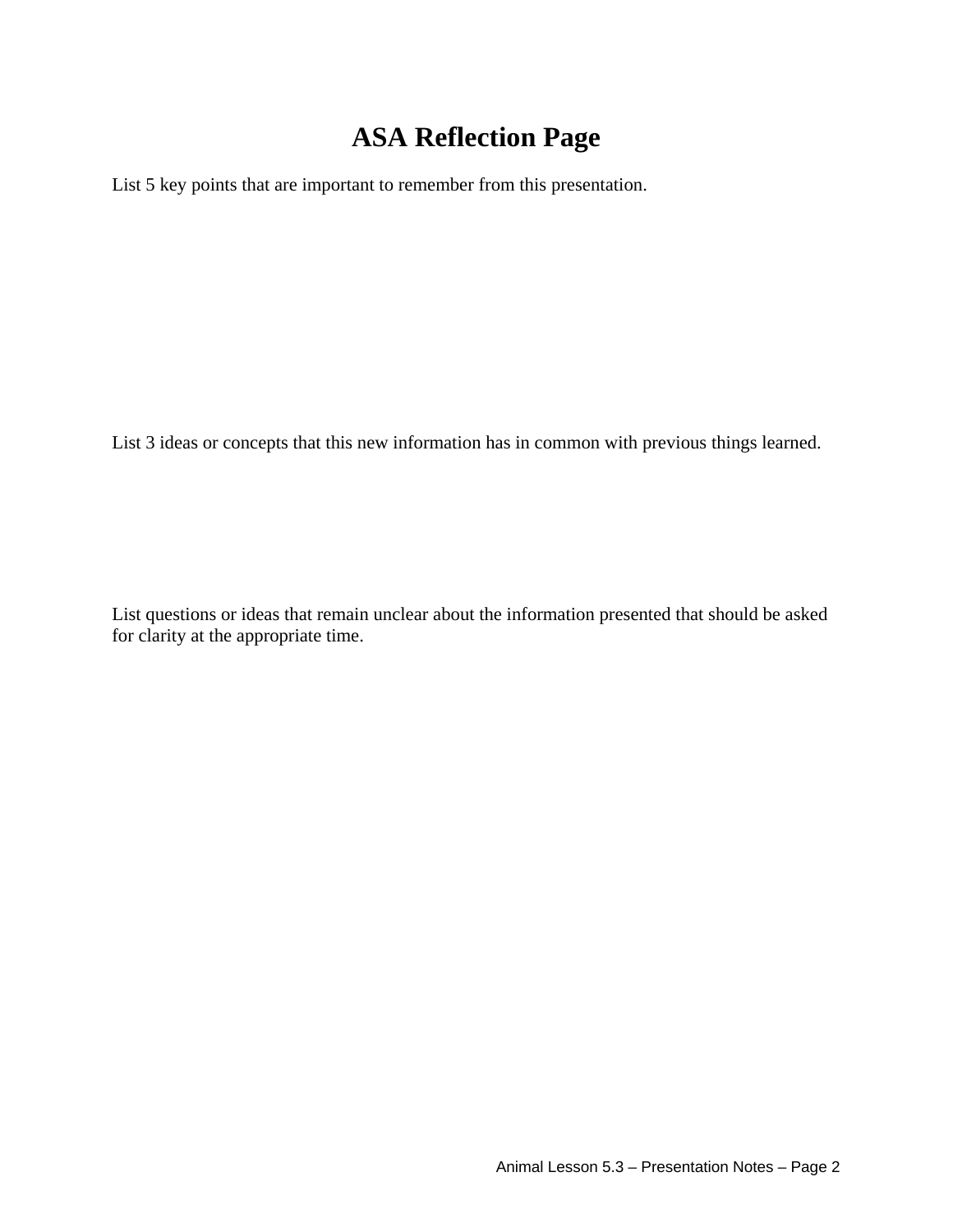# ASA Reflection Page

List 5 key points that are important to remember from this presentation.

List 3 ideas or concepts that this new information has in common with previous things learned.

List questions or ideas that remain unclear about the information presented that should be asked for clarity at the appropriate time.